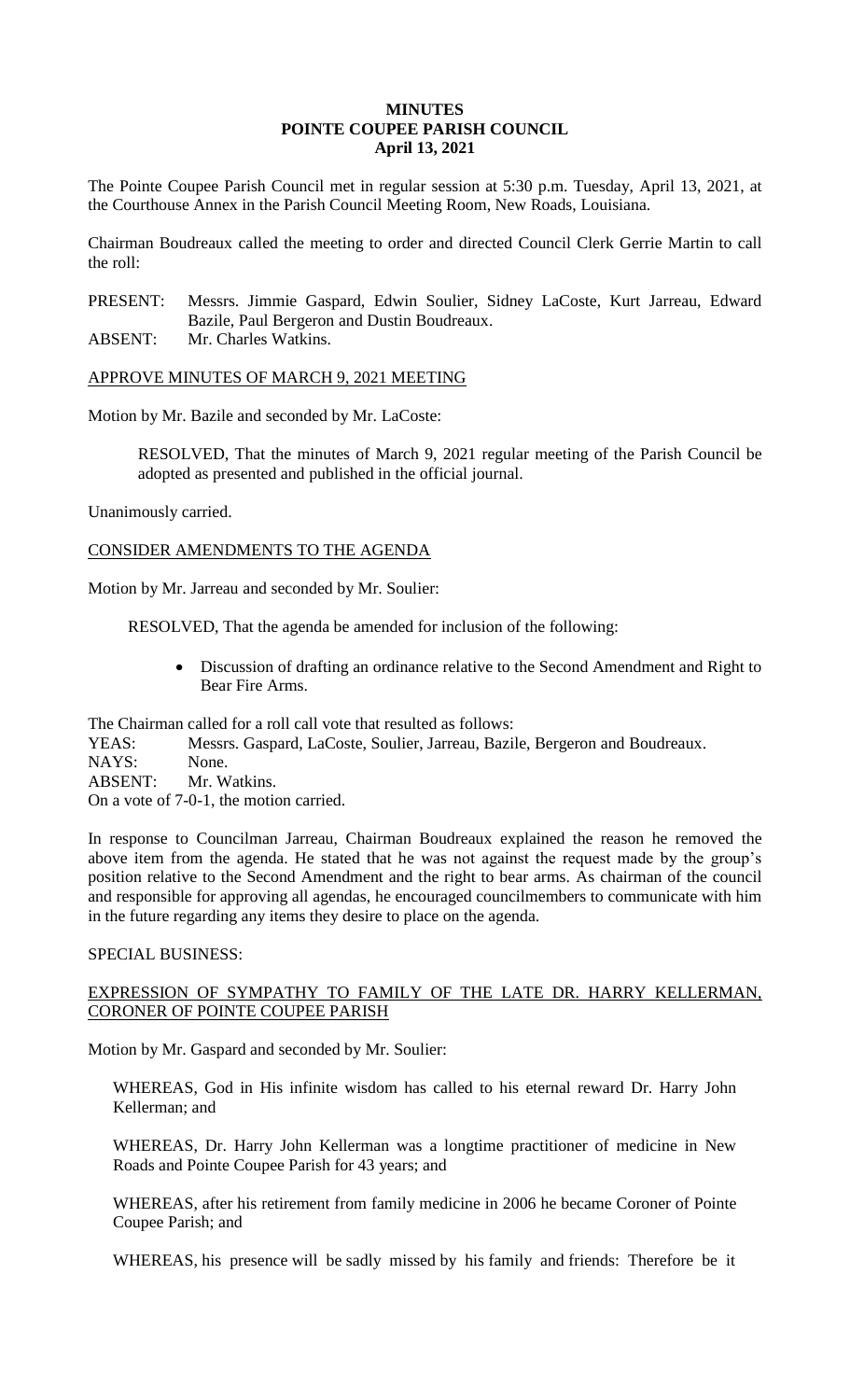# MINUTES
# POINTE COUPEE PARISH COUNCIL
## April 13, 2021

The Pointe Coupee Parish Council met in regular session at 5:30 p.m. Tuesday, April 13, 2021, at the Courthouse Annex in the Parish Council Meeting Room, New Roads, Louisiana.

Chairman Boudreaux called the meeting to order and directed Council Clerk Gerrie Martin to call the roll:

PRESENT: Messrs. Jimmie Gaspard, Edwin Soulier, Sidney LaCoste, Kurt Jarreau, Edward Bazile, Paul Bergeron and Dustin Boudreaux.
ABSENT: Mr. Charles Watkins.

APPROVE MINUTES OF MARCH 9, 2021 MEETING

Motion by Mr. Bazile and seconded by Mr. LaCoste:

RESOLVED, That the minutes of March 9, 2021 regular meeting of the Parish Council be adopted as presented and published in the official journal.

Unanimously carried.

CONSIDER AMENDMENTS TO THE AGENDA

Motion by Mr. Jarreau and seconded by Mr. Soulier:

RESOLVED, That the agenda be amended for inclusion of the following:

- Discussion of drafting an ordinance relative to the Second Amendment and Right to Bear Fire Arms.

The Chairman called for a roll call vote that resulted as follows:
YEAS: Messrs. Gaspard, LaCoste, Soulier, Jarreau, Bazile, Bergeron and Boudreaux.
NAYS: None.
ABSENT: Mr. Watkins.
On a vote of 7-0-1, the motion carried.

In response to Councilman Jarreau, Chairman Boudreaux explained the reason he removed the above item from the agenda. He stated that he was not against the request made by the group's position relative to the Second Amendment and the right to bear arms. As chairman of the council and responsible for approving all agendas, he encouraged councilmembers to communicate with him in the future regarding any items they desire to place on the agenda.

SPECIAL BUSINESS:

EXPRESSION OF SYMPATHY TO FAMILY OF THE LATE DR. HARRY KELLERMAN, CORONER OF POINTE COUPEE PARISH

Motion by Mr. Gaspard and seconded by Mr. Soulier:

WHEREAS, God in His infinite wisdom has called to his eternal reward Dr. Harry John Kellerman; and

WHEREAS, Dr. Harry John Kellerman was a longtime practitioner of medicine in New Roads and Pointe Coupee Parish for 43 years; and

WHEREAS, after his retirement from family medicine in 2006 he became Coroner of Pointe Coupee Parish; and

WHEREAS, his presence will be sadly missed by his family and friends: Therefore be it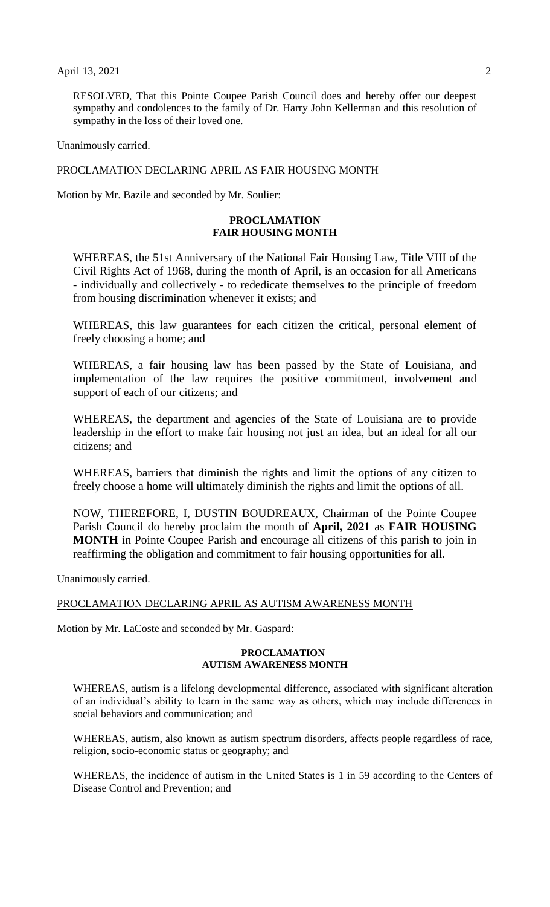RESOLVED, That this Pointe Coupee Parish Council does and hereby offer our deepest sympathy and condolences to the family of Dr. Harry John Kellerman and this resolution of sympathy in the loss of their loved one.

Unanimously carried.

PROCLAMATION DECLARING APRIL AS FAIR HOUSING MONTH

Motion by Mr. Bazile and seconded by Mr. Soulier:

**PROCLAMATION**
**FAIR HOUSING MONTH**

WHEREAS, the 51st Anniversary of the National Fair Housing Law, Title VIII of the Civil Rights Act of 1968, during the month of April, is an occasion for all Americans - individually and collectively - to rededicate themselves to the principle of freedom from housing discrimination whenever it exists; and

WHEREAS, this law guarantees for each citizen the critical, personal element of freely choosing a home; and

WHEREAS, a fair housing law has been passed by the State of Louisiana, and implementation of the law requires the positive commitment, involvement and support of each of our citizens; and

WHEREAS, the department and agencies of the State of Louisiana are to provide leadership in the effort to make fair housing not just an idea, but an ideal for all our citizens; and

WHEREAS, barriers that diminish the rights and limit the options of any citizen to freely choose a home will ultimately diminish the rights and limit the options of all.

NOW, THEREFORE, I, DUSTIN BOUDREAUX, Chairman of the Pointe Coupee Parish Council do hereby proclaim the month of **April, 2021** as **FAIR HOUSING MONTH** in Pointe Coupee Parish and encourage all citizens of this parish to join in reaffirming the obligation and commitment to fair housing opportunities for all.

Unanimously carried.

PROCLAMATION DECLARING APRIL AS AUTISM AWARENESS MONTH

Motion by Mr. LaCoste and seconded by Mr. Gaspard:

**PROCLAMATION**
**AUTISM AWARENESS MONTH**

WHEREAS, autism is a lifelong developmental difference, associated with significant alteration of an individual's ability to learn in the same way as others, which may include differences in social behaviors and communication; and

WHEREAS, autism, also known as autism spectrum disorders, affects people regardless of race, religion, socio-economic status or geography; and

WHEREAS, the incidence of autism in the United States is 1 in 59 according to the Centers of Disease Control and Prevention; and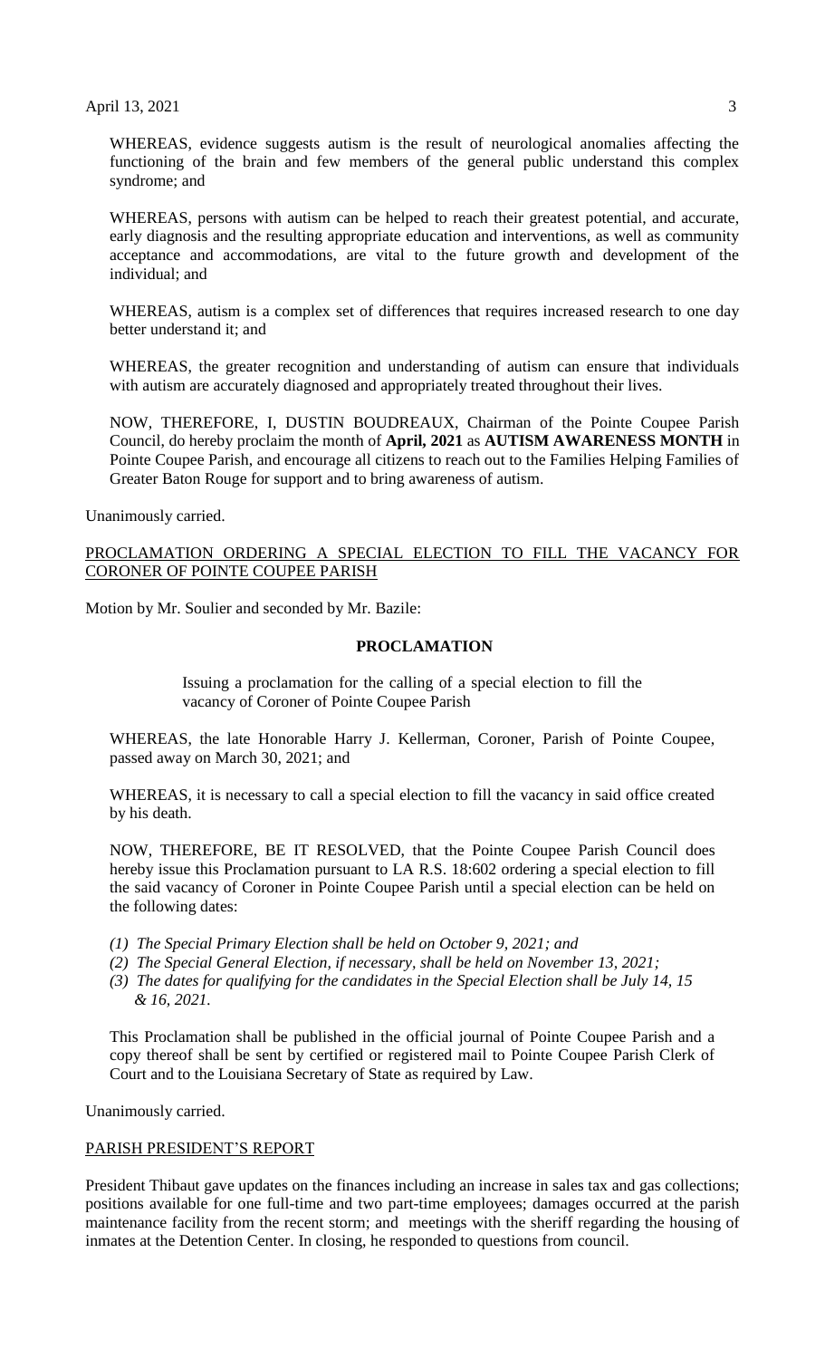WHEREAS, evidence suggests autism is the result of neurological anomalies affecting the functioning of the brain and few members of the general public understand this complex syndrome; and

WHEREAS, persons with autism can be helped to reach their greatest potential, and accurate, early diagnosis and the resulting appropriate education and interventions, as well as community acceptance and accommodations, are vital to the future growth and development of the individual; and

WHEREAS, autism is a complex set of differences that requires increased research to one day better understand it; and

WHEREAS, the greater recognition and understanding of autism can ensure that individuals with autism are accurately diagnosed and appropriately treated throughout their lives.

NOW, THEREFORE, I, DUSTIN BOUDREAUX, Chairman of the Pointe Coupee Parish Council, do hereby proclaim the month of **April, 2021** as **AUTISM AWARENESS MONTH** in Pointe Coupee Parish, and encourage all citizens to reach out to the Families Helping Families of Greater Baton Rouge for support and to bring awareness of autism.

Unanimously carried.

PROCLAMATION ORDERING A SPECIAL ELECTION TO FILL THE VACANCY FOR CORONER OF POINTE COUPEE PARISH

Motion by Mr. Soulier and seconded by Mr. Bazile:

**PROCLAMATION**

Issuing a proclamation for the calling of a special election to fill the vacancy of Coroner of Pointe Coupee Parish

WHEREAS, the late Honorable Harry J. Kellerman, Coroner, Parish of Pointe Coupee, passed away on March 30, 2021; and

WHEREAS, it is necessary to call a special election to fill the vacancy in said office created by his death.

NOW, THEREFORE, BE IT RESOLVED, that the Pointe Coupee Parish Council does hereby issue this Proclamation pursuant to LA R.S. 18:602 ordering a special election to fill the said vacancy of Coroner in Pointe Coupee Parish until a special election can be held on the following dates:

*(1) The Special Primary Election shall be held on October 9, 2021; and*
*(2) The Special General Election, if necessary, shall be held on November 13, 2021;*
*(3) The dates for qualifying for the candidates in the Special Election shall be July 14, 15 & 16, 2021.*

This Proclamation shall be published in the official journal of Pointe Coupee Parish and a copy thereof shall be sent by certified or registered mail to Pointe Coupee Parish Clerk of Court and to the Louisiana Secretary of State as required by Law.

Unanimously carried.

PARISH PRESIDENT'S REPORT

President Thibaut gave updates on the finances including an increase in sales tax and gas collections; positions available for one full-time and two part-time employees; damages occurred at the parish maintenance facility from the recent storm; and meetings with the sheriff regarding the housing of inmates at the Detention Center. In closing, he responded to questions from council.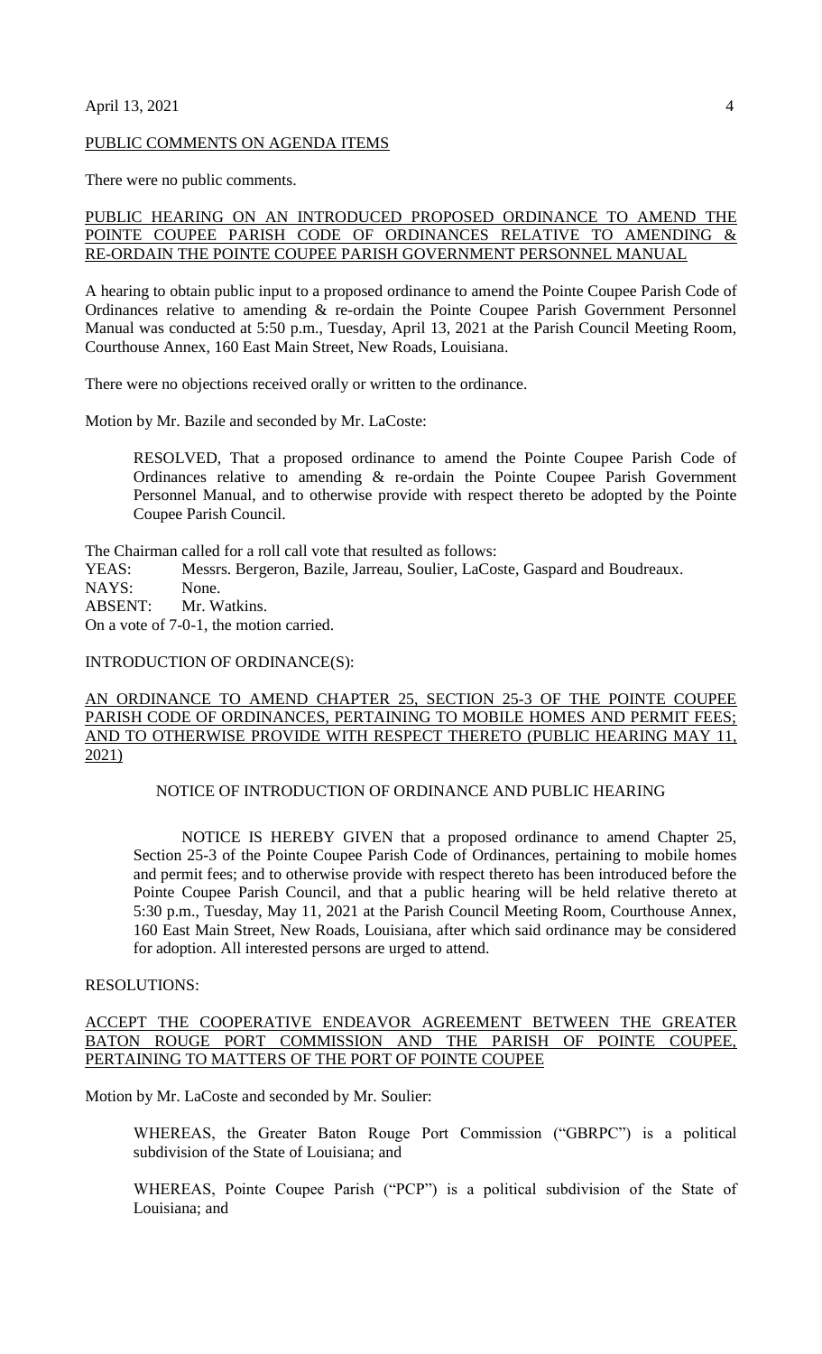PUBLIC COMMENTS ON AGENDA ITEMS

There were no public comments.

PUBLIC HEARING ON AN INTRODUCED PROPOSED ORDINANCE TO AMEND THE POINTE COUPEE PARISH CODE OF ORDINANCES RELATIVE TO AMENDING & RE-ORDAIN THE POINTE COUPEE PARISH GOVERNMENT PERSONNEL MANUAL

A hearing to obtain public input to a proposed ordinance to amend the Pointe Coupee Parish Code of Ordinances relative to amending & re-ordain the Pointe Coupee Parish Government Personnel Manual was conducted at 5:50 p.m., Tuesday, April 13, 2021 at the Parish Council Meeting Room, Courthouse Annex, 160 East Main Street, New Roads, Louisiana.

There were no objections received orally or written to the ordinance.

Motion by Mr. Bazile and seconded by Mr. LaCoste:

> RESOLVED, That a proposed ordinance to amend the Pointe Coupee Parish Code of Ordinances relative to amending & re-ordain the Pointe Coupee Parish Government Personnel Manual, and to otherwise provide with respect thereto be adopted by the Pointe Coupee Parish Council.

The Chairman called for a roll call vote that resulted as follows:
YEAS: Messrs. Bergeron, Bazile, Jarreau, Soulier, LaCoste, Gaspard and Boudreaux.
NAYS: None.
ABSENT: Mr. Watkins.
On a vote of 7-0-1, the motion carried.

INTRODUCTION OF ORDINANCE(S):

AN ORDINANCE TO AMEND CHAPTER 25, SECTION 25-3 OF THE POINTE COUPEE PARISH CODE OF ORDINANCES, PERTAINING TO MOBILE HOMES AND PERMIT FEES; AND TO OTHERWISE PROVIDE WITH RESPECT THERETO (PUBLIC HEARING MAY 11, 2021)

NOTICE OF INTRODUCTION OF ORDINANCE AND PUBLIC HEARING

> NOTICE IS HEREBY GIVEN that a proposed ordinance to amend Chapter 25, Section 25-3 of the Pointe Coupee Parish Code of Ordinances, pertaining to mobile homes and permit fees; and to otherwise provide with respect thereto has been introduced before the Pointe Coupee Parish Council, and that a public hearing will be held relative thereto at 5:30 p.m., Tuesday, May 11, 2021 at the Parish Council Meeting Room, Courthouse Annex, 160 East Main Street, New Roads, Louisiana, after which said ordinance may be considered for adoption. All interested persons are urged to attend.

RESOLUTIONS:

ACCEPT THE COOPERATIVE ENDEAVOR AGREEMENT BETWEEN THE GREATER BATON ROUGE PORT COMMISSION AND THE PARISH OF POINTE COUPEE, PERTAINING TO MATTERS OF THE PORT OF POINTE COUPEE

Motion by Mr. LaCoste and seconded by Mr. Soulier:

> WHEREAS, the Greater Baton Rouge Port Commission ("GBRPC") is a political subdivision of the State of Louisiana; and
>
> WHEREAS, Pointe Coupee Parish ("PCP") is a political subdivision of the State of Louisiana; and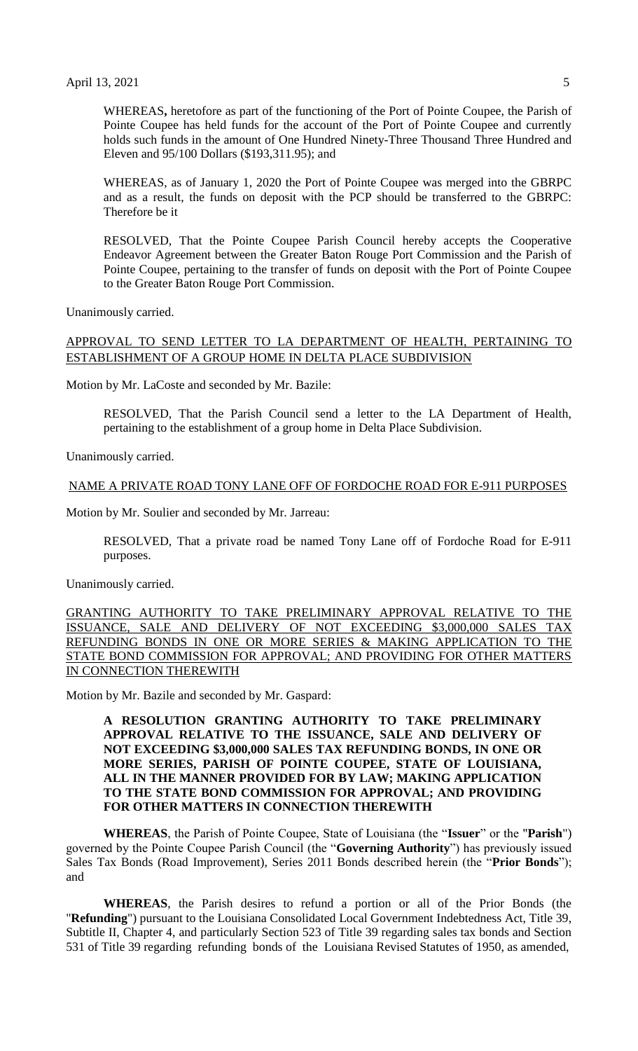WHEREAS**,** heretofore as part of the functioning of the Port of Pointe Coupee, the Parish of Pointe Coupee has held funds for the account of the Port of Pointe Coupee and currently holds such funds in the amount of One Hundred Ninety-Three Thousand Three Hundred and Eleven and 95/100 Dollars ($193,311.95); and

WHEREAS, as of January 1, 2020 the Port of Pointe Coupee was merged into the GBRPC and as a result, the funds on deposit with the PCP should be transferred to the GBRPC: Therefore be it

RESOLVED, That the Pointe Coupee Parish Council hereby accepts the Cooperative Endeavor Agreement between the Greater Baton Rouge Port Commission and the Parish of Pointe Coupee, pertaining to the transfer of funds on deposit with the Port of Pointe Coupee to the Greater Baton Rouge Port Commission.

Unanimously carried.

APPROVAL TO SEND LETTER TO LA DEPARTMENT OF HEALTH, PERTAINING TO ESTABLISHMENT OF A GROUP HOME IN DELTA PLACE SUBDIVISION

Motion by Mr. LaCoste and seconded by Mr. Bazile:

RESOLVED, That the Parish Council send a letter to the LA Department of Health, pertaining to the establishment of a group home in Delta Place Subdivision.

Unanimously carried.

NAME A PRIVATE ROAD TONY LANE OFF OF FORDOCHE ROAD FOR E-911 PURPOSES

Motion by Mr. Soulier and seconded by Mr. Jarreau:

RESOLVED, That a private road be named Tony Lane off of Fordoche Road for E-911 purposes.

Unanimously carried.

GRANTING AUTHORITY TO TAKE PRELIMINARY APPROVAL RELATIVE TO THE ISSUANCE, SALE AND DELIVERY OF NOT EXCEEDING $3,000,000 SALES TAX REFUNDING BONDS IN ONE OR MORE SERIES & MAKING APPLICATION TO THE STATE BOND COMMISSION FOR APPROVAL; AND PROVIDING FOR OTHER MATTERS IN CONNECTION THEREWITH

Motion by Mr. Bazile and seconded by Mr. Gaspard:

**A RESOLUTION GRANTING AUTHORITY TO TAKE PRELIMINARY APPROVAL RELATIVE TO THE ISSUANCE, SALE AND DELIVERY OF NOT EXCEEDING $3,000,000 SALES TAX REFUNDING BONDS, IN ONE OR MORE SERIES, PARISH OF POINTE COUPEE, STATE OF LOUISIANA, ALL IN THE MANNER PROVIDED FOR BY LAW; MAKING APPLICATION TO THE STATE BOND COMMISSION FOR APPROVAL; AND PROVIDING FOR OTHER MATTERS IN CONNECTION THEREWITH**

**WHEREAS**, the Parish of Pointe Coupee, State of Louisiana (the "**Issuer**" or the "**Parish**") governed by the Pointe Coupee Parish Council (the "**Governing Authority**") has previously issued Sales Tax Bonds (Road Improvement), Series 2011 Bonds described herein (the "**Prior Bonds**"); and

**WHEREAS**, the Parish desires to refund a portion or all of the Prior Bonds (the "**Refunding**") pursuant to the Louisiana Consolidated Local Government Indebtedness Act, Title 39, Subtitle II, Chapter 4, and particularly Section 523 of Title 39 regarding sales tax bonds and Section 531 of Title 39 regarding refunding bonds of the Louisiana Revised Statutes of 1950, as amended,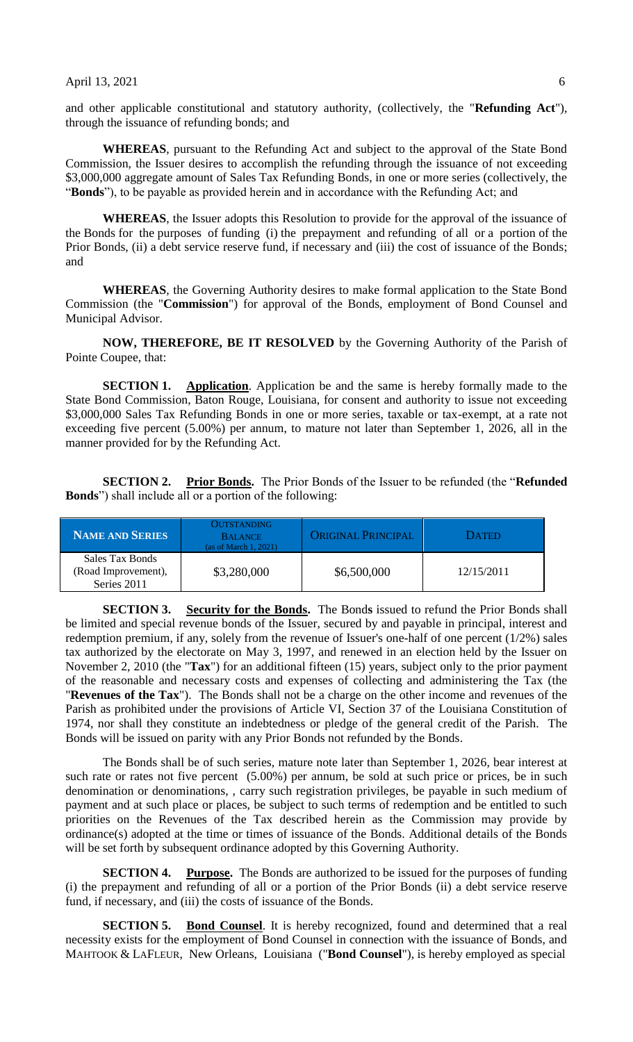and other applicable constitutional and statutory authority, (collectively, the "**Refunding Act**"), through the issuance of refunding bonds; and

**WHEREAS**, pursuant to the Refunding Act and subject to the approval of the State Bond Commission, the Issuer desires to accomplish the refunding through the issuance of not exceeding $3,000,000 aggregate amount of Sales Tax Refunding Bonds, in one or more series (collectively, the "**Bonds**"), to be payable as provided herein and in accordance with the Refunding Act; and

**WHEREAS**, the Issuer adopts this Resolution to provide for the approval of the issuance of the Bonds for the purposes of funding (i) the prepayment and refunding of all or a portion of the Prior Bonds, (ii) a debt service reserve fund, if necessary and (iii) the cost of issuance of the Bonds; and

**WHEREAS**, the Governing Authority desires to make formal application to the State Bond Commission (the "**Commission**") for approval of the Bonds, employment of Bond Counsel and Municipal Advisor.

**NOW, THEREFORE, BE IT RESOLVED** by the Governing Authority of the Parish of Pointe Coupee, that:

**SECTION 1. Application**. Application be and the same is hereby formally made to the State Bond Commission, Baton Rouge, Louisiana, for consent and authority to issue not exceeding $3,000,000 Sales Tax Refunding Bonds in one or more series, taxable or tax-exempt, at a rate not exceeding five percent (5.00%) per annum, to mature not later than September 1, 2026, all in the manner provided for by the Refunding Act.

**SECTION 2. Prior Bonds.** The Prior Bonds of the Issuer to be refunded (the "**Refunded Bonds**") shall include all or a portion of the following:

| NAME AND SERIES | OUTSTANDING BALANCE (as of March 1, 2021) | ORIGINAL PRINCIPAL | DATED |
|---|---|---|---|
| Sales Tax Bonds (Road Improvement), Series 2011 | $3,280,000 | $6,500,000 | 12/15/2011 |

**SECTION 3. Security for the Bonds.** The Bonds issued to refund the Prior Bonds shall be limited and special revenue bonds of the Issuer, secured by and payable in principal, interest and redemption premium, if any, solely from the revenue of Issuer's one-half of one percent (1/2%) sales tax authorized by the electorate on May 3, 1997, and renewed in an election held by the Issuer on November 2, 2010 (the "**Tax**") for an additional fifteen (15) years, subject only to the prior payment of the reasonable and necessary costs and expenses of collecting and administering the Tax (the "**Revenues of the Tax**"). The Bonds shall not be a charge on the other income and revenues of the Parish as prohibited under the provisions of Article VI, Section 37 of the Louisiana Constitution of 1974, nor shall they constitute an indebtedness or pledge of the general credit of the Parish. The Bonds will be issued on parity with any Prior Bonds not refunded by the Bonds.

The Bonds shall be of such series, mature note later than September 1, 2026, bear interest at such rate or rates not five percent (5.00%) per annum, be sold at such price or prices, be in such denomination or denominations, , carry such registration privileges, be payable in such medium of payment and at such place or places, be subject to such terms of redemption and be entitled to such priorities on the Revenues of the Tax described herein as the Commission may provide by ordinance(s) adopted at the time or times of issuance of the Bonds. Additional details of the Bonds will be set forth by subsequent ordinance adopted by this Governing Authority.

**SECTION 4. Purpose.** The Bonds are authorized to be issued for the purposes of funding (i) the prepayment and refunding of all or a portion of the Prior Bonds (ii) a debt service reserve fund, if necessary, and (iii) the costs of issuance of the Bonds.

**SECTION 5. Bond Counsel**. It is hereby recognized, found and determined that a real necessity exists for the employment of Bond Counsel in connection with the issuance of Bonds, and MAHTOOK & LAFLEUR, New Orleans, Louisiana ("**Bond Counsel**"), is hereby employed as special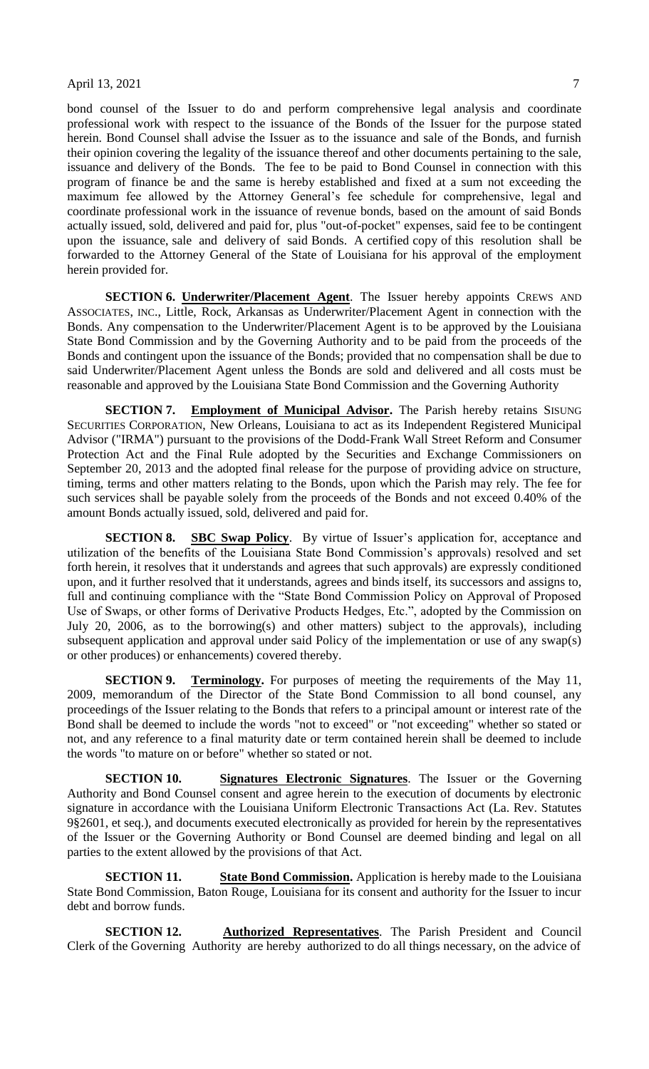bond counsel of the Issuer to do and perform comprehensive legal analysis and coordinate professional work with respect to the issuance of the Bonds of the Issuer for the purpose stated herein. Bond Counsel shall advise the Issuer as to the issuance and sale of the Bonds, and furnish their opinion covering the legality of the issuance thereof and other documents pertaining to the sale, issuance and delivery of the Bonds. The fee to be paid to Bond Counsel in connection with this program of finance be and the same is hereby established and fixed at a sum not exceeding the maximum fee allowed by the Attorney General's fee schedule for comprehensive, legal and coordinate professional work in the issuance of revenue bonds, based on the amount of said Bonds actually issued, sold, delivered and paid for, plus "out-of-pocket" expenses, said fee to be contingent upon the issuance, sale and delivery of said Bonds. A certified copy of this resolution shall be forwarded to the Attorney General of the State of Louisiana for his approval of the employment herein provided for.

**SECTION 6. Underwriter/Placement Agent**. The Issuer hereby appoints CREWS AND ASSOCIATES, INC., Little, Rock, Arkansas as Underwriter/Placement Agent in connection with the Bonds. Any compensation to the Underwriter/Placement Agent is to be approved by the Louisiana State Bond Commission and by the Governing Authority and to be paid from the proceeds of the Bonds and contingent upon the issuance of the Bonds; provided that no compensation shall be due to said Underwriter/Placement Agent unless the Bonds are sold and delivered and all costs must be reasonable and approved by the Louisiana State Bond Commission and the Governing Authority

**SECTION 7. Employment of Municipal Advisor.** The Parish hereby retains SISUNG SECURITIES CORPORATION, New Orleans, Louisiana to act as its Independent Registered Municipal Advisor ("IRMA") pursuant to the provisions of the Dodd-Frank Wall Street Reform and Consumer Protection Act and the Final Rule adopted by the Securities and Exchange Commissioners on September 20, 2013 and the adopted final release for the purpose of providing advice on structure, timing, terms and other matters relating to the Bonds, upon which the Parish may rely. The fee for such services shall be payable solely from the proceeds of the Bonds and not exceed 0.40% of the amount Bonds actually issued, sold, delivered and paid for.

**SECTION 8. SBC Swap Policy**. By virtue of Issuer's application for, acceptance and utilization of the benefits of the Louisiana State Bond Commission's approvals) resolved and set forth herein, it resolves that it understands and agrees that such approvals) are expressly conditioned upon, and it further resolved that it understands, agrees and binds itself, its successors and assigns to, full and continuing compliance with the "State Bond Commission Policy on Approval of Proposed Use of Swaps, or other forms of Derivative Products Hedges, Etc.", adopted by the Commission on July 20, 2006, as to the borrowing(s) and other matters) subject to the approvals), including subsequent application and approval under said Policy of the implementation or use of any swap(s) or other produces) or enhancements) covered thereby.

**SECTION 9. Terminology.** For purposes of meeting the requirements of the May 11, 2009, memorandum of the Director of the State Bond Commission to all bond counsel, any proceedings of the Issuer relating to the Bonds that refers to a principal amount or interest rate of the Bond shall be deemed to include the words "not to exceed" or "not exceeding" whether so stated or not, and any reference to a final maturity date or term contained herein shall be deemed to include the words "to mature on or before" whether so stated or not.

**SECTION 10. Signatures Electronic Signatures**. The Issuer or the Governing Authority and Bond Counsel consent and agree herein to the execution of documents by electronic signature in accordance with the Louisiana Uniform Electronic Transactions Act (La. Rev. Statutes 9§2601, et seq.), and documents executed electronically as provided for herein by the representatives of the Issuer or the Governing Authority or Bond Counsel are deemed binding and legal on all parties to the extent allowed by the provisions of that Act.

**SECTION 11. State Bond Commission.** Application is hereby made to the Louisiana State Bond Commission, Baton Rouge, Louisiana for its consent and authority for the Issuer to incur debt and borrow funds.

**SECTION 12. Authorized Representatives**. The Parish President and Council Clerk of the Governing Authority are hereby authorized to do all things necessary, on the advice of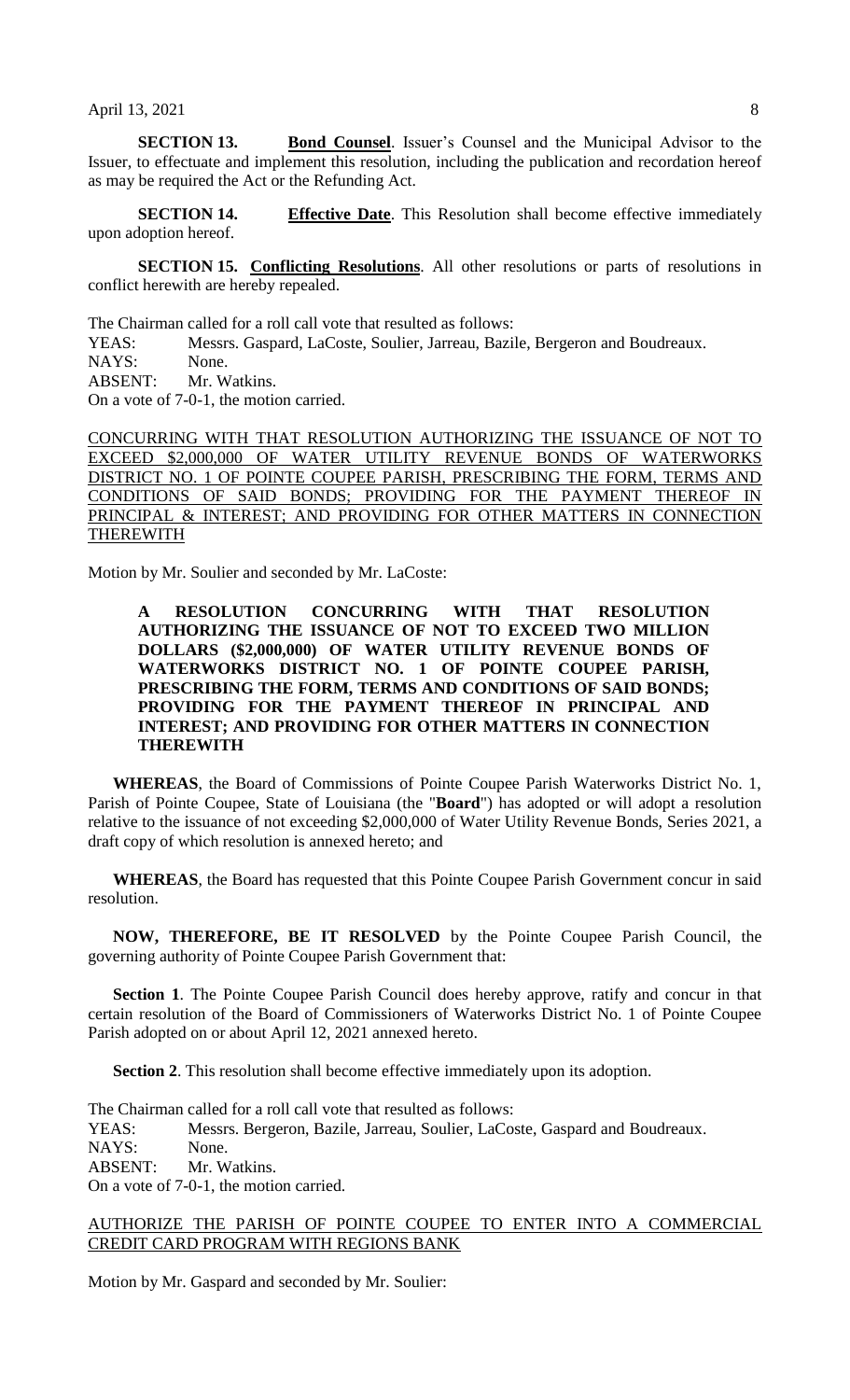**SECTION 13.** **Bond Counsel**. Issuer's Counsel and the Municipal Advisor to the Issuer, to effectuate and implement this resolution, including the publication and recordation hereof as may be required the Act or the Refunding Act.

**SECTION 14.** **Effective Date**. This Resolution shall become effective immediately upon adoption hereof.

**SECTION 15.** **Conflicting Resolutions**. All other resolutions or parts of resolutions in conflict herewith are hereby repealed.

The Chairman called for a roll call vote that resulted as follows:
YEAS: Messrs. Gaspard, LaCoste, Soulier, Jarreau, Bazile, Bergeron and Boudreaux.
NAYS: None.
ABSENT: Mr. Watkins.
On a vote of 7-0-1, the motion carried.

CONCURRING WITH THAT RESOLUTION AUTHORIZING THE ISSUANCE OF NOT TO EXCEED $2,000,000 OF WATER UTILITY REVENUE BONDS OF WATERWORKS DISTRICT NO. 1 OF POINTE COUPEE PARISH, PRESCRIBING THE FORM, TERMS AND CONDITIONS OF SAID BONDS; PROVIDING FOR THE PAYMENT THEREOF IN PRINCIPAL & INTEREST; AND PROVIDING FOR OTHER MATTERS IN CONNECTION THEREWITH

Motion by Mr. Soulier and seconded by Mr. LaCoste:

**A RESOLUTION CONCURRING WITH THAT RESOLUTION AUTHORIZING THE ISSUANCE OF NOT TO EXCEED TWO MILLION DOLLARS ($2,000,000) OF WATER UTILITY REVENUE BONDS OF WATERWORKS DISTRICT NO. 1 OF POINTE COUPEE PARISH, PRESCRIBING THE FORM, TERMS AND CONDITIONS OF SAID BONDS; PROVIDING FOR THE PAYMENT THEREOF IN PRINCIPAL AND INTEREST; AND PROVIDING FOR OTHER MATTERS IN CONNECTION THEREWITH**

**WHEREAS**, the Board of Commissions of Pointe Coupee Parish Waterworks District No. 1, Parish of Pointe Coupee, State of Louisiana (the "**Board**") has adopted or will adopt a resolution relative to the issuance of not exceeding $2,000,000 of Water Utility Revenue Bonds, Series 2021, a draft copy of which resolution is annexed hereto; and

**WHEREAS**, the Board has requested that this Pointe Coupee Parish Government concur in said resolution.

**NOW, THEREFORE, BE IT RESOLVED** by the Pointe Coupee Parish Council, the governing authority of Pointe Coupee Parish Government that:

**Section 1**. The Pointe Coupee Parish Council does hereby approve, ratify and concur in that certain resolution of the Board of Commissioners of Waterworks District No. 1 of Pointe Coupee Parish adopted on or about April 12, 2021 annexed hereto.

**Section 2**. This resolution shall become effective immediately upon its adoption.

The Chairman called for a roll call vote that resulted as follows:
YEAS: Messrs. Bergeron, Bazile, Jarreau, Soulier, LaCoste, Gaspard and Boudreaux.
NAYS: None.
ABSENT: Mr. Watkins.
On a vote of 7-0-1, the motion carried.

AUTHORIZE THE PARISH OF POINTE COUPEE TO ENTER INTO A COMMERCIAL CREDIT CARD PROGRAM WITH REGIONS BANK

Motion by Mr. Gaspard and seconded by Mr. Soulier: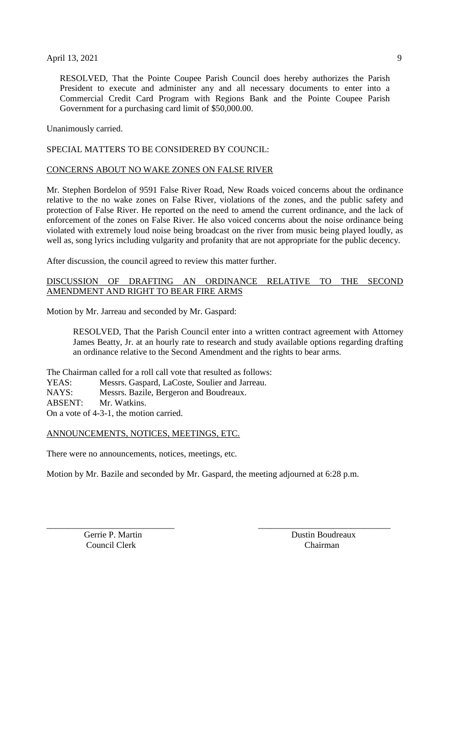RESOLVED, That the Pointe Coupee Parish Council does hereby authorizes the Parish President to execute and administer any and all necessary documents to enter into a Commercial Credit Card Program with Regions Bank and the Pointe Coupee Parish Government for a purchasing card limit of $50,000.00.

Unanimously carried.

SPECIAL MATTERS TO BE CONSIDERED BY COUNCIL:

CONCERNS ABOUT NO WAKE ZONES ON FALSE RIVER

Mr. Stephen Bordelon of 9591 False River Road, New Roads voiced concerns about the ordinance relative to the no wake zones on False River, violations of the zones, and the public safety and protection of False River. He reported on the need to amend the current ordinance, and the lack of enforcement of the zones on False River. He also voiced concerns about the noise ordinance being violated with extremely loud noise being broadcast on the river from music being played loudly, as well as, song lyrics including vulgarity and profanity that are not appropriate for the public decency.

After discussion, the council agreed to review this matter further.

DISCUSSION OF DRAFTING AN ORDINANCE RELATIVE TO THE SECOND AMENDMENT AND RIGHT TO BEAR FIRE ARMS

Motion by Mr. Jarreau and seconded by Mr. Gaspard:

RESOLVED, That the Parish Council enter into a written contract agreement with Attorney James Beatty, Jr. at an hourly rate to research and study available options regarding drafting an ordinance relative to the Second Amendment and the rights to bear arms.

The Chairman called for a roll call vote that resulted as follows:
YEAS: Messrs. Gaspard, LaCoste, Soulier and Jarreau.
NAYS: Messrs. Bazile, Bergeron and Boudreaux.
ABSENT: Mr. Watkins.
On a vote of 4-3-1, the motion carried.

ANNOUNCEMENTS, NOTICES, MEETINGS, ETC.

There were no announcements, notices, meetings, etc.

Motion by Mr. Bazile and seconded by Mr. Gaspard, the meeting adjourned at 6:28 p.m.

\_\_\_\_\_\_\_\_\_\_\_\_\_\_\_\_\_\_\_\_\_\_\_\_\_\_\_\_\_
Gerrie P. Martin
Council Clerk

\_\_\_\_\_\_\_\_\_\_\_\_\_\_\_\_\_\_\_\_\_\_\_\_\_\_\_\_\_
Dustin Boudreaux
Chairman